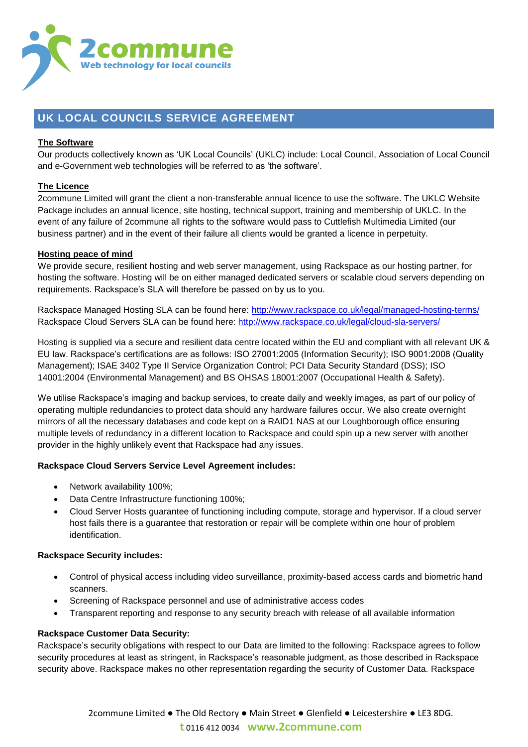# UK LOCAL COUNCILS SERVICE AGREEMENT

**The Software**

Our products collectively known as 'UK Local Councils' (UKLC) include: Local Council, Association of Local Council and e-Government web technologies will be referred to as 'the software'.

**The Licence**

2commune Limited will grant the client a non-transferable annual licence to use the software. The UKLC Website Package includes an annual licence, site hosting, technical support, training and membership of UKLC. In the event of any failure of 2commune all rights to the software would pass to Cuttlefish Multimedia Limited (our business partner) and in the event of their failure all clients would be granted a licence in perpetuity.

**Hosting peace of mind**

We provide secure, resilient hosting and web server management, using Rackspace as our hosting partner, for hosting the software. Hosting will be on either managed dedicated servers or scalable cloud servers depending on requirements. Rackspace's SLA will therefore be passed on by us to you.

Rackspace Managed Hosting SLA can be found here: http://www.rackspace.co.uk/legal/managed-hosting-terms/
Rackspace Cloud Servers SLA can be found here: http://www.rackspace.co.uk/legal/cloud-sla-servers/

Hosting is supplied via a secure and resilient data centre located within the EU and compliant with all relevant UK & EU law. Rackspace's certifications are as follows: ISO 27001:2005 (Information Security); ISO 9001:2008 (Quality Management); ISAE 3402 Type II Service Organization Control; PCI Data Security Standard (DSS); ISO 14001:2004 (Environmental Management) and BS OHSAS 18001:2007 (Occupational Health & Safety).

We utilise Rackspace's imaging and backup services, to create daily and weekly images, as part of our policy of operating multiple redundancies to protect data should any hardware failures occur. We also create overnight mirrors of all the necessary databases and code kept on a RAID1 NAS at our Loughborough office ensuring multiple levels of redundancy in a different location to Rackspace and could spin up a new server with another provider in the highly unlikely event that Rackspace had any issues.

**Rackspace Cloud Servers Service Level Agreement includes:**

- Network availability 100%;
- Data Centre Infrastructure functioning 100%;
- Cloud Server Hosts guarantee of functioning including compute, storage and hypervisor. If a cloud server host fails there is a guarantee that restoration or repair will be complete within one hour of problem identification.

**Rackspace Security includes:**

- Control of physical access including video surveillance, proximity-based access cards and biometric hand scanners.
- Screening of Rackspace personnel and use of administrative access codes
- Transparent reporting and response to any security breach with release of all available information

**Rackspace Customer Data Security:**

Rackspace's security obligations with respect to our Data are limited to the following: Rackspace agrees to follow security procedures at least as stringent, in Rackspace's reasonable judgment, as those described in Rackspace security above. Rackspace makes no other representation regarding the security of Customer Data. Rackspace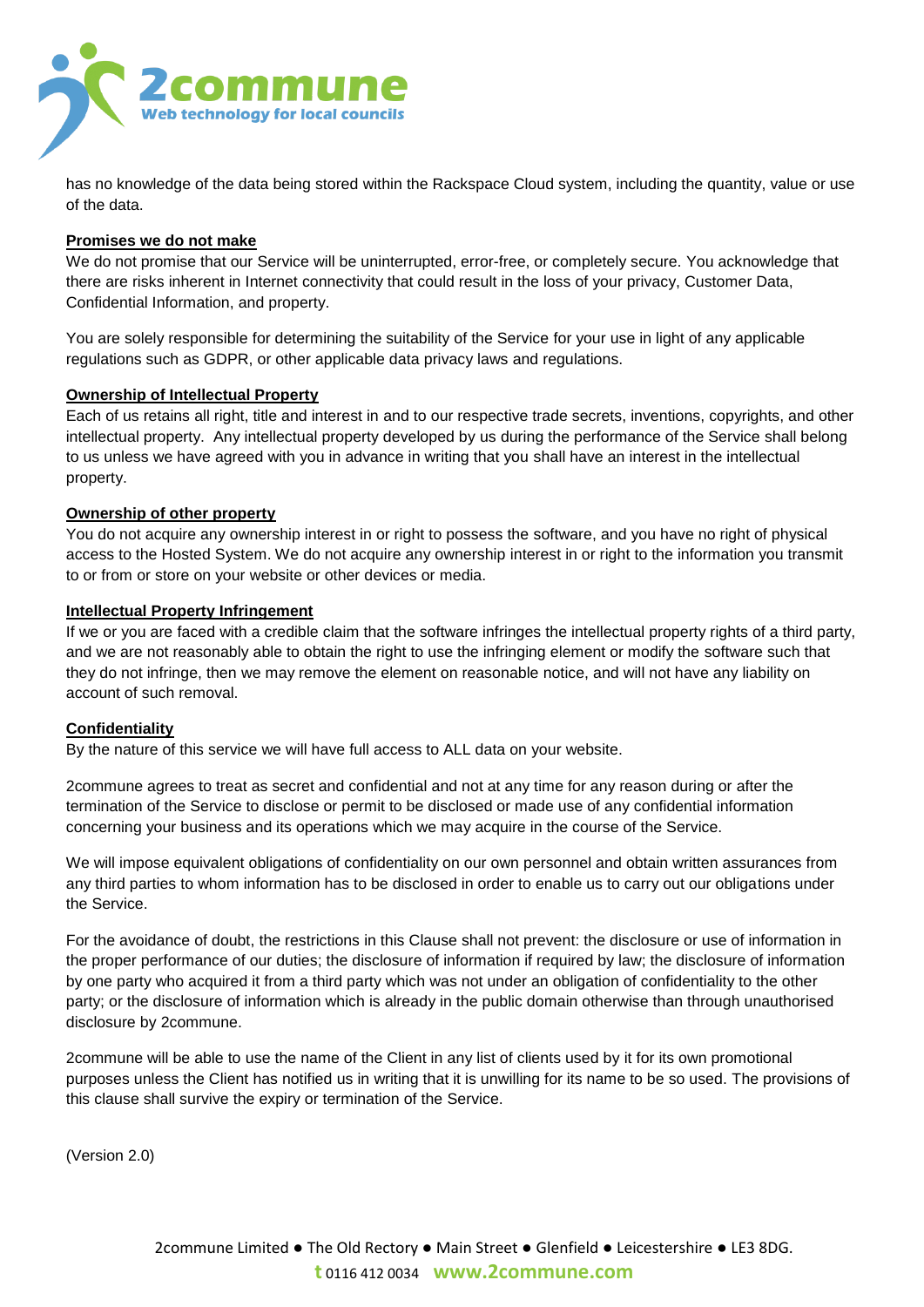has no knowledge of the data being stored within the Rackspace Cloud system, including the quantity, value or use of the data.

**Promises we do not make**

We do not promise that our Service will be uninterrupted, error-free, or completely secure. You acknowledge that there are risks inherent in Internet connectivity that could result in the loss of your privacy, Customer Data, Confidential Information, and property.

You are solely responsible for determining the suitability of the Service for your use in light of any applicable regulations such as GDPR, or other applicable data privacy laws and regulations.

**Ownership of Intellectual Property**

Each of us retains all right, title and interest in and to our respective trade secrets, inventions, copyrights, and other intellectual property. Any intellectual property developed by us during the performance of the Service shall belong to us unless we have agreed with you in advance in writing that you shall have an interest in the intellectual property.

**Ownership of other property**

You do not acquire any ownership interest in or right to possess the software, and you have no right of physical access to the Hosted System. We do not acquire any ownership interest in or right to the information you transmit to or from or store on your website or other devices or media.

**Intellectual Property Infringement**

If we or you are faced with a credible claim that the software infringes the intellectual property rights of a third party, and we are not reasonably able to obtain the right to use the infringing element or modify the software such that they do not infringe, then we may remove the element on reasonable notice, and will not have any liability on account of such removal.

**Confidentiality**

By the nature of this service we will have full access to ALL data on your website.

2commune agrees to treat as secret and confidential and not at any time for any reason during or after the termination of the Service to disclose or permit to be disclosed or made use of any confidential information concerning your business and its operations which we may acquire in the course of the Service.

We will impose equivalent obligations of confidentiality on our own personnel and obtain written assurances from any third parties to whom information has to be disclosed in order to enable us to carry out our obligations under the Service.

For the avoidance of doubt, the restrictions in this Clause shall not prevent: the disclosure or use of information in the proper performance of our duties; the disclosure of information if required by law; the disclosure of information by one party who acquired it from a third party which was not under an obligation of confidentiality to the other party; or the disclosure of information which is already in the public domain otherwise than through unauthorised disclosure by 2commune.

2commune will be able to use the name of the Client in any list of clients used by it for its own promotional purposes unless the Client has notified us in writing that it is unwilling for its name to be so used. The provisions of this clause shall survive the expiry or termination of the Service.

(Version 2.0)